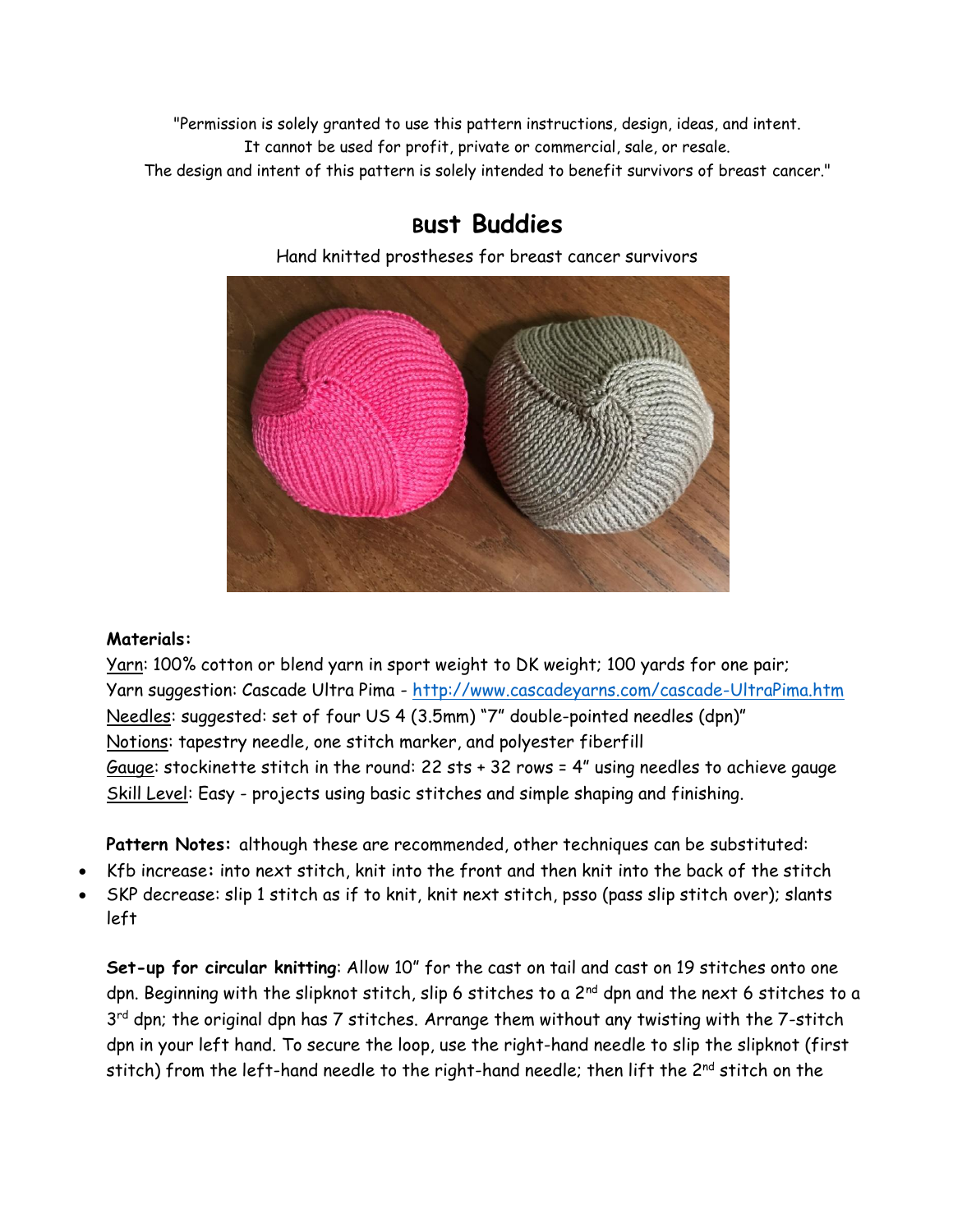"Permission is solely granted to use this pattern instructions, design, ideas, and intent.
It cannot be used for profit, private or commercial, sale, or resale.
The design and intent of this pattern is solely intended to benefit survivors of breast cancer."

# Bust Buddies

Hand knitted prostheses for breast cancer survivors

**Materials:**

Yarn: 100% cotton or blend yarn in sport weight to DK weight; 100 yards for one pair;
Yarn suggestion: Cascade Ultra Pima - http://www.cascadeyarns.com/cascade-UltraPima.htm
Needles: suggested: set of four US 4 (3.5mm) "7" double-pointed needles (dpn)"
Notions: tapestry needle, one stitch marker, and polyester fiberfill
Gauge: stockinette stitch in the round: 22 sts + 32 rows = 4" using needles to achieve gauge
Skill Level: Easy - projects using basic stitches and simple shaping and finishing.

**Pattern Notes:** although these are recommended, other techniques can be substituted:

- Kfb increase**:** into next stitch, knit into the front and then knit into the back of the stitch
- SKP decrease: slip 1 stitch as if to knit, knit next stitch, psso (pass slip stitch over); slants left

**Set-up for circular knitting**: Allow 10" for the cast on tail and cast on 19 stitches onto one dpn. Beginning with the slipknot stitch, slip 6 stitches to a 2nd dpn and the next 6 stitches to a 3rd dpn; the original dpn has 7 stitches. Arrange them without any twisting with the 7-stitch dpn in your left hand. To secure the loop, use the right-hand needle to slip the slipknot (first stitch) from the left-hand needle to the right-hand needle; then lift the 2nd stitch on the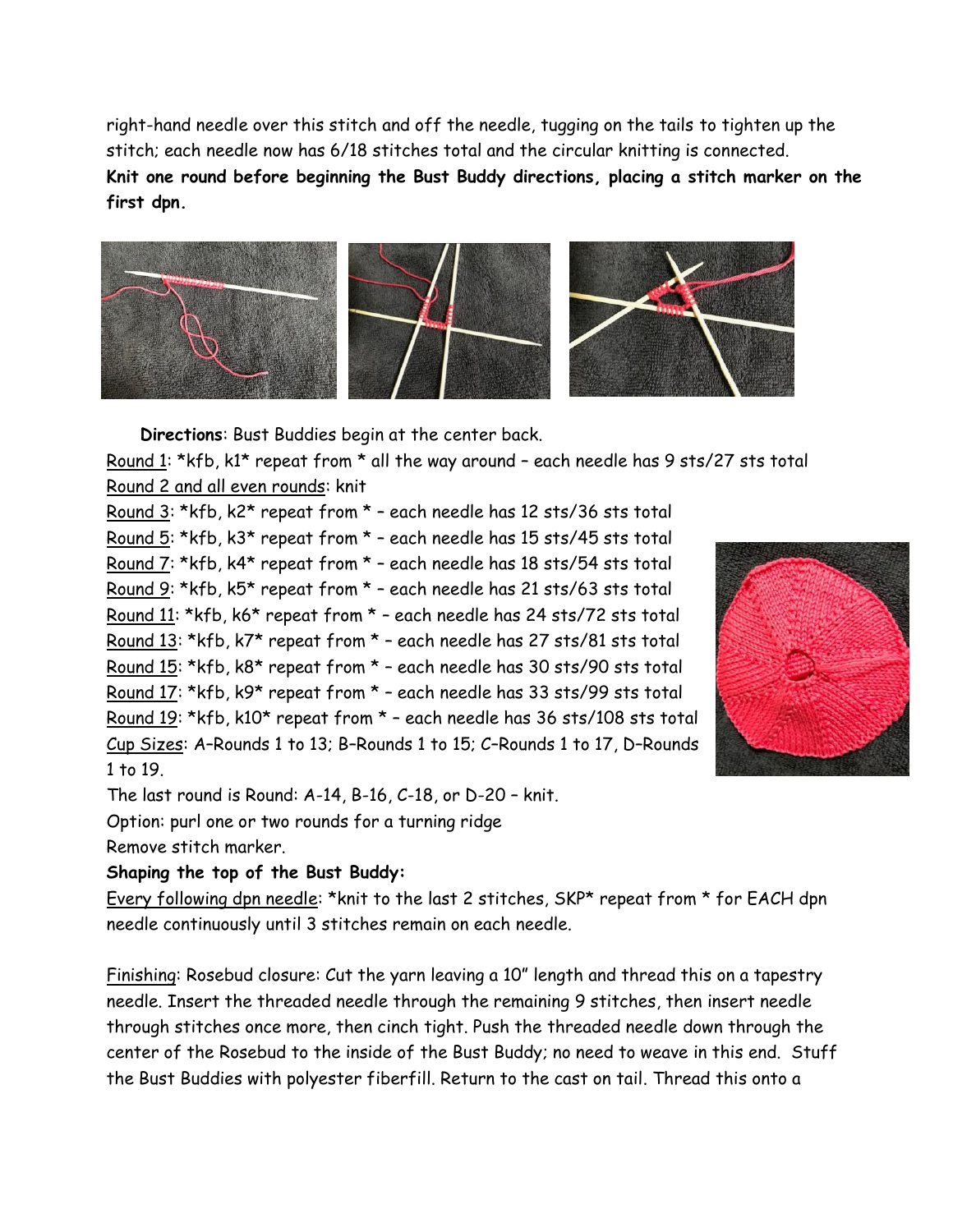right-hand needle over this stitch and off the needle, tugging on the tails to tighten up the stitch; each needle now has 6/18 stitches total and the circular knitting is connected.

**Knit one round before beginning the Bust Buddy directions, placing a stitch marker on the first dpn.**

**Directions**: Bust Buddies begin at the center back.

Round 1: *kfb, k1* repeat from * all the way around – each needle has 9 sts/27 sts total

Round 2 and all even rounds: knit

Round 3: *kfb, k2* repeat from * – each needle has 12 sts/36 sts total

Round 5: *kfb, k3* repeat from * – each needle has 15 sts/45 sts total

Round 7: *kfb, k4* repeat from * – each needle has 18 sts/54 sts total

Round 9: *kfb, k5* repeat from * – each needle has 21 sts/63 sts total

Round 11: *kfb, k6* repeat from * – each needle has 24 sts/72 sts total

Round 13: *kfb, k7* repeat from * – each needle has 27 sts/81 sts total

Round 15: *kfb, k8* repeat from * – each needle has 30 sts/90 sts total

Round 17: *kfb, k9* repeat from * – each needle has 33 sts/99 sts total

Round 19: *kfb, k10* repeat from * – each needle has 36 sts/108 sts total

Cup Sizes: A–Rounds 1 to 13; B–Rounds 1 to 15; C–Rounds 1 to 17, D–Rounds 1 to 19.

The last round is Round: A-14, B-16, C-18, or D-20 – knit.

Option: purl one or two rounds for a turning ridge

Remove stitch marker.

**Shaping the top of the Bust Buddy:**

Every following dpn needle: *knit to the last 2 stitches, SKP* repeat from * for EACH dpn needle continuously until 3 stitches remain on each needle.

Finishing: Rosebud closure: Cut the yarn leaving a 10" length and thread this on a tapestry needle. Insert the threaded needle through the remaining 9 stitches, then insert needle through stitches once more, then cinch tight. Push the threaded needle down through the center of the Rosebud to the inside of the Bust Buddy; no need to weave in this end. Stuff the Bust Buddies with polyester fiberfill. Return to the cast on tail. Thread this onto a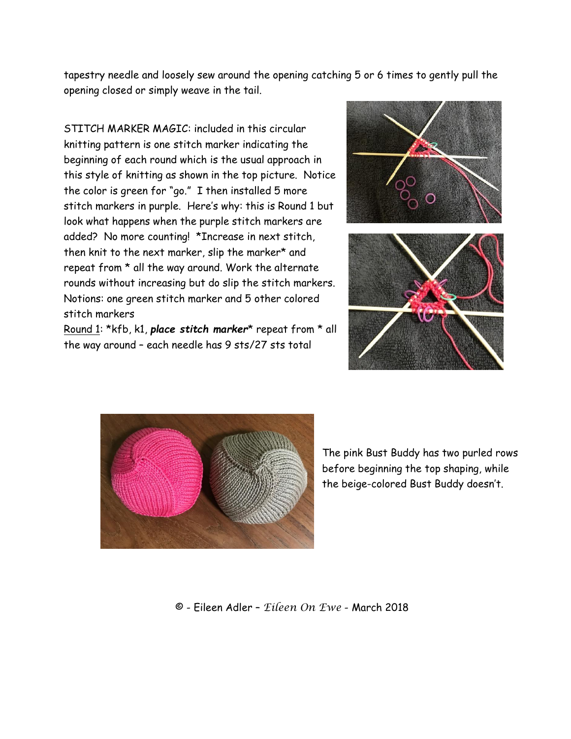tapestry needle and loosely sew around the opening catching 5 or 6 times to gently pull the opening closed or simply weave in the tail.

STITCH MARKER MAGIC: included in this circular knitting pattern is one stitch marker indicating the beginning of each round which is the usual approach in this style of knitting as shown in the top picture. Notice the color is green for "go." I then installed 5 more stitch markers in purple. Here's why: this is Round 1 but look what happens when the purple stitch markers are added? No more counting! *Increase in next stitch, then knit to the next marker, slip the marker* and repeat from * all the way around. Work the alternate rounds without increasing but do slip the stitch markers.

Notions: one green stitch marker and 5 other colored stitch markers

Round 1: *kfb, k1, ***place stitch marker**** repeat from * all the way around – each needle has 9 sts/27 sts total

The pink Bust Buddy has two purled rows before beginning the top shaping, while the beige-colored Bust Buddy doesn't.

© - Eileen Adler – *Eileen On Ewe* - March 2018